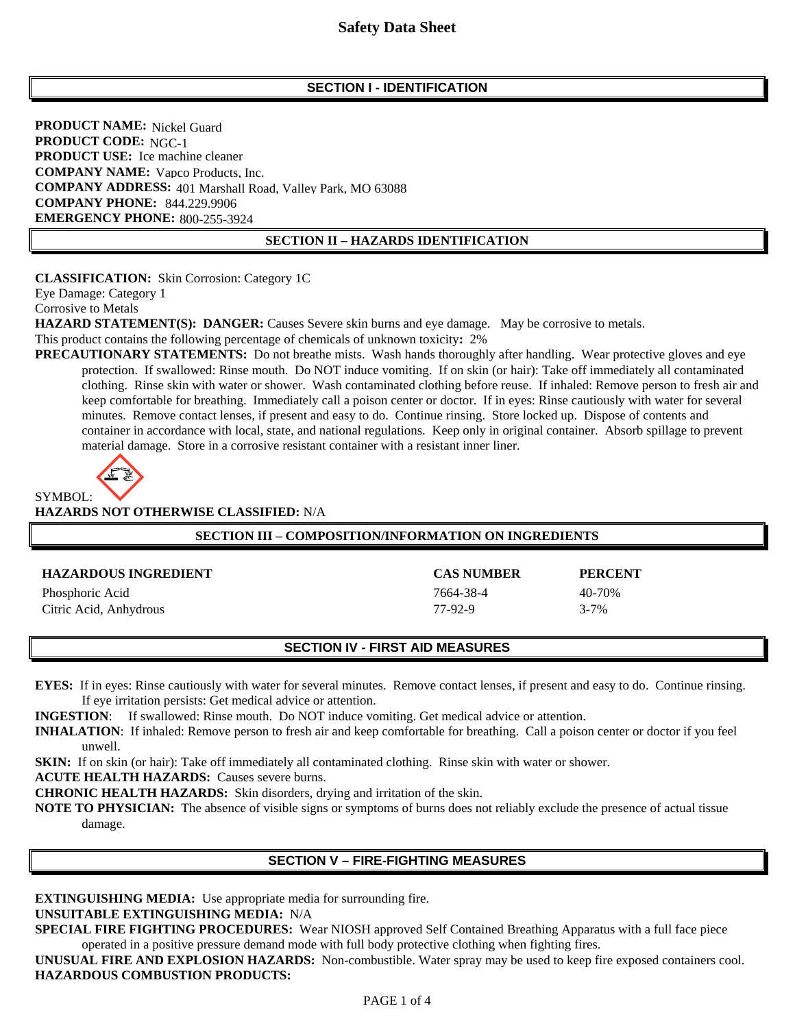# Safety Data Sheet

## SECTION I - IDENTIFICATION

**PRODUCT NAME:** Nickel Guard
**PRODUCT CODE:** NGC-1
**PRODUCT USE:** Ice machine cleaner
**COMPANY NAME:** Vapco Products, Inc.
**COMPANY ADDRESS:** 401 Marshall Road, Valley Park, MO 63088
**COMPANY PHONE:** 844.229.9906
**EMERGENCY PHONE:** 800-255-3924

## SECTION II – HAZARDS IDENTIFICATION

**CLASSIFICATION:** Skin Corrosion: Category 1C
Eye Damage: Category 1
Corrosive to Metals
**HAZARD STATEMENT(S): DANGER:** Causes Severe skin burns and eye damage. May be corrosive to metals.
This product contains the following percentage of chemicals of unknown toxicity**:** 2%
**PRECAUTIONARY STATEMENTS:** Do not breathe mists. Wash hands thoroughly after handling. Wear protective gloves and eye protection. If swallowed: Rinse mouth. Do NOT induce vomiting. If on skin (or hair): Take off immediately all contaminated clothing. Rinse skin with water or shower. Wash contaminated clothing before reuse. If inhaled: Remove person to fresh air and keep comfortable for breathing. Immediately call a poison center or doctor. If in eyes: Rinse cautiously with water for several minutes. Remove contact lenses, if present and easy to do. Continue rinsing. Store locked up. Dispose of contents and container in accordance with local, state, and national regulations. Keep only in original container. Absorb spillage to prevent material damage. Store in a corrosive resistant container with a resistant inner liner.

SYMBOL:
**HAZARDS NOT OTHERWISE CLASSIFIED:** N/A

## SECTION III – COMPOSITION/INFORMATION ON INGREDIENTS

| HAZARDOUS INGREDIENT | CAS NUMBER | PERCENT |
|---|---|---|
| Phosphoric Acid | 7664-38-4 | 40-70% |
| Citric Acid, Anhydrous | 77-92-9 | 3-7% |

## SECTION IV - FIRST AID MEASURES

**EYES:** If in eyes: Rinse cautiously with water for several minutes. Remove contact lenses, if present and easy to do. Continue rinsing. If eye irritation persists: Get medical advice or attention.
**INGESTION**: If swallowed: Rinse mouth. Do NOT induce vomiting. Get medical advice or attention.
**INHALATION**: If inhaled: Remove person to fresh air and keep comfortable for breathing. Call a poison center or doctor if you feel unwell.
**SKIN:** If on skin (or hair): Take off immediately all contaminated clothing. Rinse skin with water or shower.
**ACUTE HEALTH HAZARDS:** Causes severe burns.
**CHRONIC HEALTH HAZARDS:** Skin disorders, drying and irritation of the skin.
**NOTE TO PHYSICIAN:** The absence of visible signs or symptoms of burns does not reliably exclude the presence of actual tissue damage.

## SECTION V – FIRE-FIGHTING MEASURES

**EXTINGUISHING MEDIA:** Use appropriate media for surrounding fire.
**UNSUITABLE EXTINGUISHING MEDIA:** N/A
**SPECIAL FIRE FIGHTING PROCEDURES:** Wear NIOSH approved Self Contained Breathing Apparatus with a full face piece operated in a positive pressure demand mode with full body protective clothing when fighting fires.
**UNUSUAL FIRE AND EXPLOSION HAZARDS:** Non-combustible. Water spray may be used to keep fire exposed containers cool.
**HAZARDOUS COMBUSTION PRODUCTS:**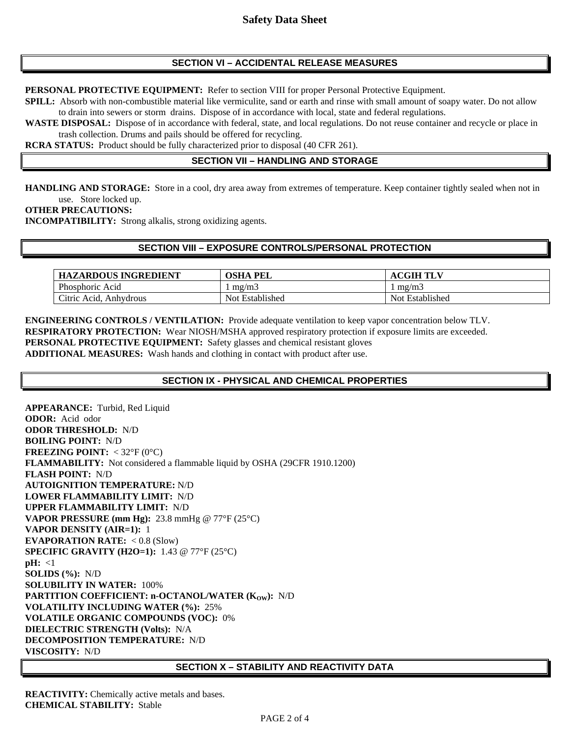## SECTION VI – ACCIDENTAL RELEASE MEASURES

**PERSONAL PROTECTIVE EQUIPMENT:** Refer to section VIII for proper Personal Protective Equipment.

**SPILL:** Absorb with non-combustible material like vermiculite, sand or earth and rinse with small amount of soapy water. Do not allow to drain into sewers or storm drains. Dispose of in accordance with local, state and federal regulations.

**WASTE DISPOSAL:** Dispose of in accordance with federal, state, and local regulations. Do not reuse container and recycle or place in trash collection. Drums and pails should be offered for recycling.

**RCRA STATUS:** Product should be fully characterized prior to disposal (40 CFR 261).

## SECTION VII – HANDLING AND STORAGE

**HANDLING AND STORAGE:** Store in a cool, dry area away from extremes of temperature. Keep container tightly sealed when not in use. Store locked up.

**OTHER PRECAUTIONS:**

**INCOMPATIBILITY:** Strong alkalis, strong oxidizing agents.

## SECTION VIII – EXPOSURE CONTROLS/PERSONAL PROTECTION

| HAZARDOUS INGREDIENT | OSHA PEL | ACGIH TLV |
|---|---|---|
| Phosphoric Acid | 1 mg/m3 | 1 mg/m3 |
| Citric Acid, Anhydrous | Not Established | Not Established |

**ENGINEERING CONTROLS / VENTILATION:** Provide adequate ventilation to keep vapor concentration below TLV.

**RESPIRATORY PROTECTION:** Wear NIOSH/MSHA approved respiratory protection if exposure limits are exceeded.

**PERSONAL PROTECTIVE EQUIPMENT:** Safety glasses and chemical resistant gloves

**ADDITIONAL MEASURES:** Wash hands and clothing in contact with product after use.

## SECTION IX - PHYSICAL AND CHEMICAL PROPERTIES

**APPEARANCE:** Turbid, Red Liquid
**ODOR:** Acid odor
**ODOR THRESHOLD:** N/D
**BOILING POINT:** N/D
**FREEZING POINT:** < 32°F (0°C)
**FLAMMABILITY:** Not considered a flammable liquid by OSHA (29CFR 1910.1200)
**FLASH POINT:** N/D
**AUTOIGNITION TEMPERATURE:** N/D
**LOWER FLAMMABILITY LIMIT:** N/D
**UPPER FLAMMABILITY LIMIT:** N/D
**VAPOR PRESSURE (mm Hg):** 23.8 mmHg @ 77°F (25°C)
**VAPOR DENSITY (AIR=1):** 1
**EVAPORATION RATE:** < 0.8 (Slow)
**SPECIFIC GRAVITY (H2O=1):** 1.43 @ 77°F (25°C)
**pH:** <1
**SOLIDS (%):** N/D
**SOLUBILITY IN WATER:** 100%
**PARTITION COEFFICIENT: n-OCTANOL/WATER ($K_{OW}$):** N/D
**VOLATILITY INCLUDING WATER (%):** 25%
**VOLATILE ORGANIC COMPOUNDS (VOC):** 0%
**DIELECTRIC STRENGTH (Volts):** N/A
**DECOMPOSITION TEMPERATURE:** N/D
**VISCOSITY:** N/D

## SECTION X – STABILITY AND REACTIVITY DATA

**REACTIVITY:** Chemically active metals and bases.
**CHEMICAL STABILITY:** Stable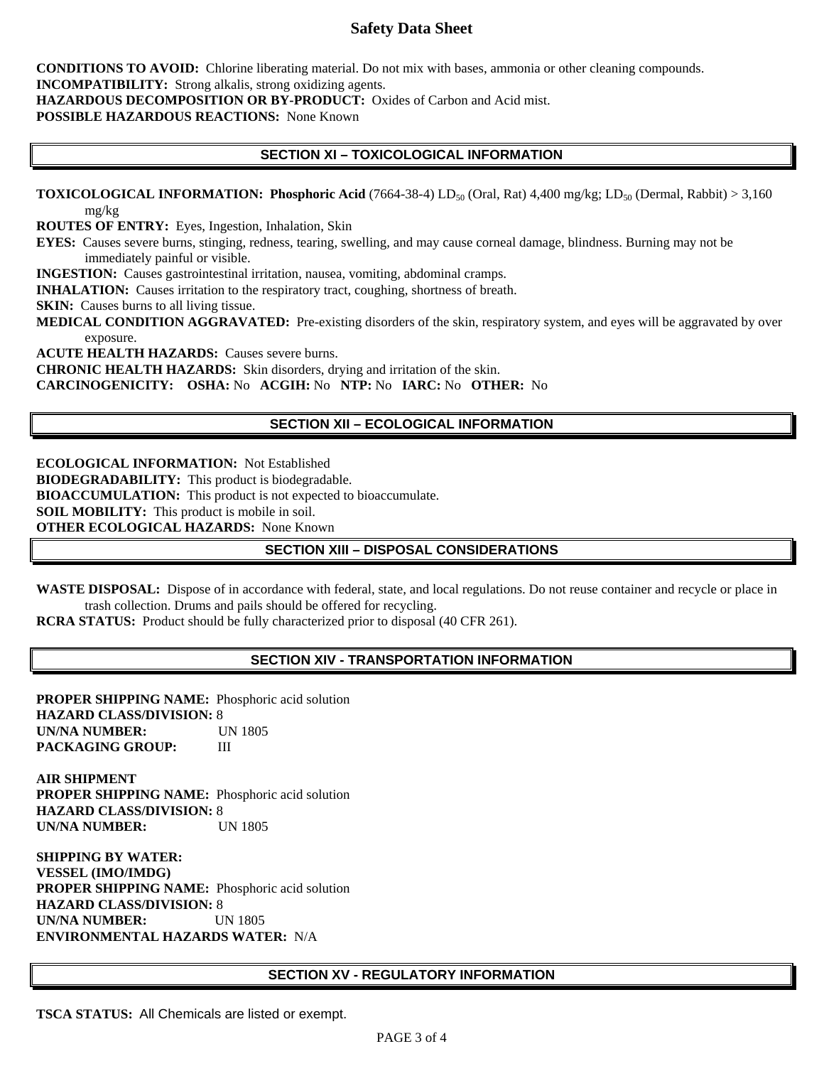**CONDITIONS TO AVOID:** Chlorine liberating material. Do not mix with bases, ammonia or other cleaning compounds.
**INCOMPATIBILITY:** Strong alkalis, strong oxidizing agents.
**HAZARDOUS DECOMPOSITION OR BY-PRODUCT:** Oxides of Carbon and Acid mist.
**POSSIBLE HAZARDOUS REACTIONS:** None Known

## SECTION XI – TOXICOLOGICAL INFORMATION

**TOXICOLOGICAL INFORMATION:** **Phosphoric Acid** (7664-38-4) $LD_{50}$ (Oral, Rat) 4,400 mg/kg; $LD_{50}$ (Dermal, Rabbit) > 3,160 mg/kg
**ROUTES OF ENTRY:** Eyes, Ingestion, Inhalation, Skin
**EYES:** Causes severe burns, stinging, redness, tearing, swelling, and may cause corneal damage, blindness. Burning may not be immediately painful or visible.
**INGESTION:** Causes gastrointestinal irritation, nausea, vomiting, abdominal cramps.
**INHALATION:** Causes irritation to the respiratory tract, coughing, shortness of breath.
**SKIN:** Causes burns to all living tissue.
**MEDICAL CONDITION AGGRAVATED:** Pre-existing disorders of the skin, respiratory system, and eyes will be aggravated by over exposure.
**ACUTE HEALTH HAZARDS:** Causes severe burns.
**CHRONIC HEALTH HAZARDS:** Skin disorders, drying and irritation of the skin.
**CARCINOGENICITY:** **OSHA:** No **ACGIH:** No **NTP:** No **IARC:** No **OTHER:** No

## SECTION XII – ECOLOGICAL INFORMATION

**ECOLOGICAL INFORMATION:** Not Established
**BIODEGRADABILITY:** This product is biodegradable.
**BIOACCUMULATION:** This product is not expected to bioaccumulate.
**SOIL MOBILITY:** This product is mobile in soil.
**OTHER ECOLOGICAL HAZARDS:** None Known

## SECTION XIII – DISPOSAL CONSIDERATIONS

**WASTE DISPOSAL:** Dispose of in accordance with federal, state, and local regulations. Do not reuse container and recycle or place in trash collection. Drums and pails should be offered for recycling.
**RCRA STATUS:** Product should be fully characterized prior to disposal (40 CFR 261).

## SECTION XIV - TRANSPORTATION INFORMATION

**PROPER SHIPPING NAME:** Phosphoric acid solution
**HAZARD CLASS/DIVISION:** 8
**UN/NA NUMBER:** UN 1805
**PACKAGING GROUP:** III

**AIR SHIPMENT**
**PROPER SHIPPING NAME:** Phosphoric acid solution
**HAZARD CLASS/DIVISION:** 8
**UN/NA NUMBER:** UN 1805

**SHIPPING BY WATER:**
**VESSEL (IMO/IMDG)**
**PROPER SHIPPING NAME:** Phosphoric acid solution
**HAZARD CLASS/DIVISION:** 8
**UN/NA NUMBER:** UN 1805
**ENVIRONMENTAL HAZARDS WATER:** N/A

## SECTION XV - REGULATORY INFORMATION

**TSCA STATUS:** All Chemicals are listed or exempt.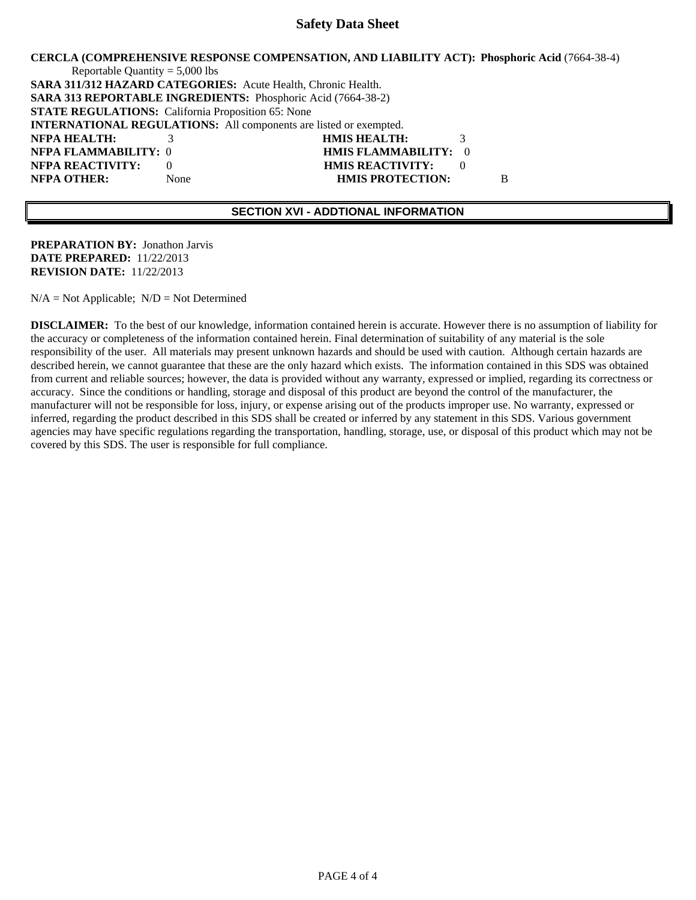**CERCLA (COMPREHENSIVE RESPONSE COMPENSATION, AND LIABILITY ACT): Phosphoric Acid** (7664-38-4)

Reportable Quantity = 5,000 lbs

**SARA 311/312 HAZARD CATEGORIES:** Acute Health, Chronic Health.

**SARA 313 REPORTABLE INGREDIENTS:** Phosphoric Acid (7664-38-2)

**STATE REGULATIONS:** California Proposition 65: None

**INTERNATIONAL REGULATIONS:** All components are listed or exempted.

| | | | |
|---|---|---|---|
| **NFPA HEALTH:** | 3 | **HMIS HEALTH:** | 3 |
| **NFPA FLAMMABILITY:** | 0 | **HMIS FLAMMABILITY:** | 0 |
| **NFPA REACTIVITY:** | 0 | **HMIS REACTIVITY:** | 0 |
| **NFPA OTHER:** | None | **HMIS PROTECTION:** | B |

## SECTION XVI - ADDTIONAL INFORMATION

**PREPARATION BY:** Jonathon Jarvis
**DATE PREPARED:** 11/22/2013
**REVISION DATE:** 11/22/2013

N/A = Not Applicable; N/D = Not Determined

**DISCLAIMER:** To the best of our knowledge, information contained herein is accurate. However there is no assumption of liability for the accuracy or completeness of the information contained herein. Final determination of suitability of any material is the sole responsibility of the user. All materials may present unknown hazards and should be used with caution. Although certain hazards are described herein, we cannot guarantee that these are the only hazard which exists. The information contained in this SDS was obtained from current and reliable sources; however, the data is provided without any warranty, expressed or implied, regarding its correctness or accuracy. Since the conditions or handling, storage and disposal of this product are beyond the control of the manufacturer, the manufacturer will not be responsible for loss, injury, or expense arising out of the products improper use. No warranty, expressed or inferred, regarding the product described in this SDS shall be created or inferred by any statement in this SDS. Various government agencies may have specific regulations regarding the transportation, handling, storage, use, or disposal of this product which may not be covered by this SDS. The user is responsible for full compliance.